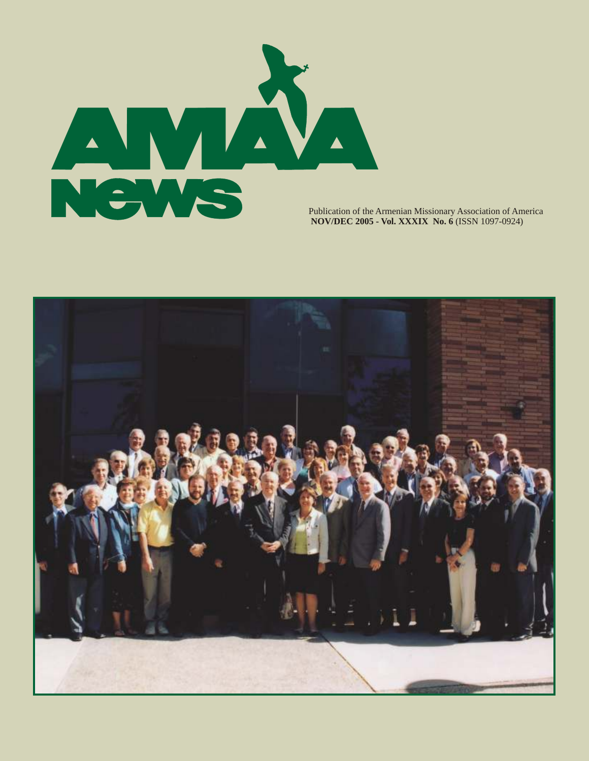# AMAA News

Publication of the Armenian Missionary Association of America
**NOV/DEC 2005 - Vol. XXXIX No. 6** (ISSN 1097-0924)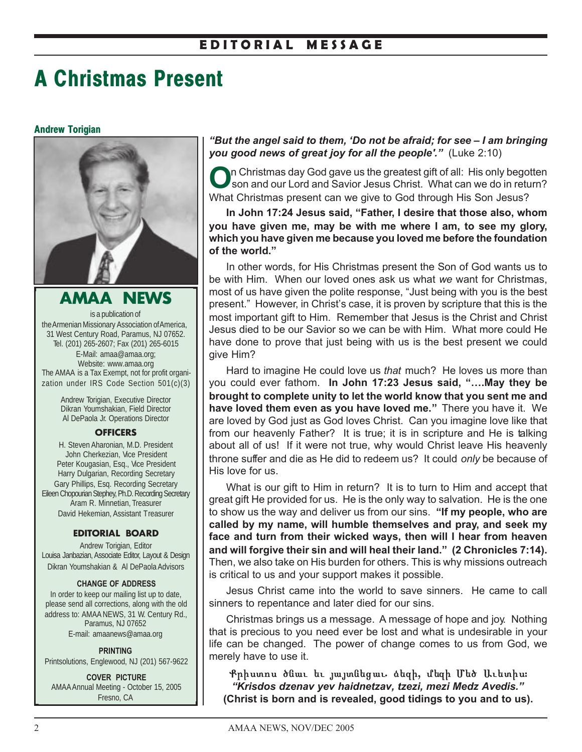EDITORIAL MESSAGE

# A Christmas Present

**Andrew Torigian**

***"But the angel said to them, 'Do not be afraid; for see – I am bringing you good news of great joy for all the people'."*** (Luke 2:10)

On Christmas day God gave us the greatest gift of all: His only begotten son and our Lord and Savior Jesus Christ. What can we do in return? What Christmas present can we give to God through His Son Jesus?

**In John 17:24 Jesus said, "Father, I desire that those also, whom you have given me, may be with me where I am, to see my glory, which you have given me because you loved me before the foundation of the world."**

In other words, for His Christmas present the Son of God wants us to be with Him. When our loved ones ask us what *we* want for Christmas, most of us have given the polite response, "Just being with you is the best present." However, in Christ's case, it is proven by scripture that this is the most important gift to Him. Remember that Jesus is the Christ and Christ Jesus died to be our Savior so we can be with Him. What more could He have done to prove that just being with us is the best present we could give Him?

Hard to imagine He could love us *that* much? He loves us more than you could ever fathom. **In John 17:23 Jesus said, "….May they be brought to complete unity to let the world know that you sent me and have loved them even as you have loved me."** There you have it. We are loved by God just as God loves Christ. Can you imagine love like that from our heavenly Father? It is true; it is in scripture and He is talking about all of us! If it were not true, why would Christ leave His heavenly throne suffer and die as He did to redeem us? It could *only* be because of His love for us.

What is our gift to Him in return? It is to turn to Him and accept that great gift He provided for us. He is the only way to salvation. He is the one to show us the way and deliver us from our sins. **"If my people, who are called by my name, will humble themselves and pray, and seek my face and turn from their wicked ways, then will I hear from heaven and will forgive their sin and will heal their land." (2 Chronicles 7:14).** Then, we also take on His burden for others. This is why missions outreach is critical to us and your support makes it possible.

Jesus Christ came into the world to save sinners. He came to call sinners to repentance and later died for our sins.

Christmas brings us a message. A message of hope and joy. Nothing that is precious to you need ever be lost and what is undesirable in your life can be changed. The power of change comes to us from God, we merely have to use it.

**Քրիստոս ծնաւ եւ յայտնեցաւ. ձեզի, մեզի Մեծ Աւետիս:**
***"Krisdos dzenav yev haidnetzav, tzezi, mezi Medz Avedis."***
**(Christ is born and is revealed, good tidings to you and to us).**

---

## AMAA NEWS

is a publication of the Armenian Missionary Association of America, 31 West Century Road, Paramus, NJ 07652. Tel. (201) 265-2607; Fax (201) 265-6015
E-Mail: amaa@amaa.org;
Website: www.amaa.org
The AMAA is a Tax Exempt, not for profit organization under IRS Code Section 501(c)(3)

Andrew Torigian, Executive Director
Dikran Youmshakian, Field Director
Al DePaola Jr. Operations Director

### OFFICERS

H. Steven Aharonian, M.D. President
John Cherkezian, Vice President
Peter Kougasian, Esq., Vice President
Harry Dulgarian, Recording Secretary
Gary Phillips, Esq. Recording Secretary
Eileen Chopourian Stephey, Ph.D. Recording Secretary
Aram R. Minnetian, Treasurer
David Hekemian, Assistant Treasurer

### EDITORIAL BOARD

Andrew Torigian, Editor
Louisa Janbazian, Associate Editor, Layout & Design
Dikran Youmshakian & Al DePaola Advisors

### CHANGE OF ADDRESS

In order to keep our mailing list up to date, please send all corrections, along with the old address to: AMAA NEWS, 31 W. Century Rd., Paramus, NJ 07652
E-mail: amaanews@amaa.org

### PRINTING

Printsolutions, Englewood, NJ (201) 567-9622

### COVER PICTURE

AMAA Annual Meeting - October 15, 2005
Fresno, CA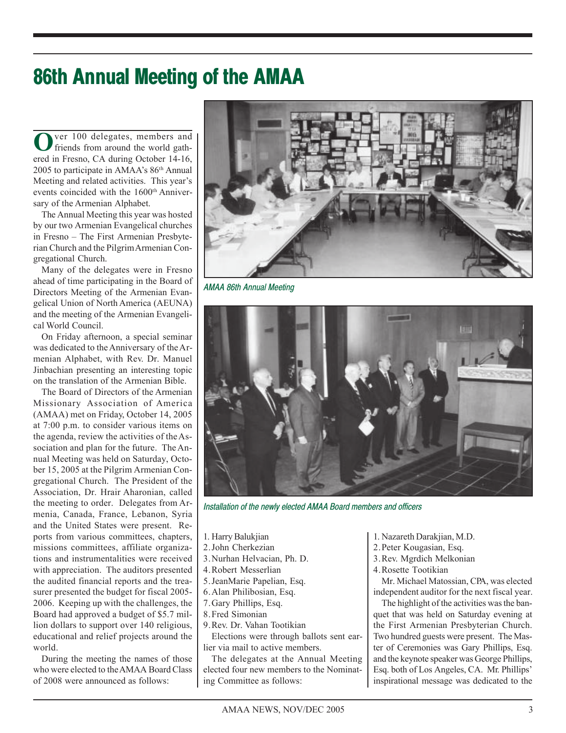# 86th Annual Meeting of the AMAA

Over 100 delegates, members and friends from around the world gathered in Fresno, CA during October 14-16, 2005 to participate in AMAA's 86th Annual Meeting and related activities. This year's events coincided with the 1600th Anniversary of the Armenian Alphabet.

The Annual Meeting this year was hosted by our two Armenian Evangelical churches in Fresno – The First Armenian Presbyterian Church and the Pilgrim Armenian Congregational Church.

Many of the delegates were in Fresno ahead of time participating in the Board of Directors Meeting of the Armenian Evangelical Union of North America (AEUNA) and the meeting of the Armenian Evangelical World Council.

On Friday afternoon, a special seminar was dedicated to the Anniversary of the Armenian Alphabet, with Rev. Dr. Manuel Jinbachian presenting an interesting topic on the translation of the Armenian Bible.

The Board of Directors of the Armenian Missionary Association of America (AMAA) met on Friday, October 14, 2005 at 7:00 p.m. to consider various items on the agenda, review the activities of the Association and plan for the future. The Annual Meeting was held on Saturday, October 15, 2005 at the Pilgrim Armenian Congregational Church. The President of the Association, Dr. Hrair Aharonian, called the meeting to order. Delegates from Armenia, Canada, France, Lebanon, Syria and the United States were present. Reports from various committees, chapters, missions committees, affiliate organizations and instrumentalities were received with appreciation. The auditors presented the audited financial reports and the treasurer presented the budget for fiscal 2005-2006. Keeping up with the challenges, the Board had approved a budget of $5.7 million dollars to support over 140 religious, educational and relief projects around the world.

During the meeting the names of those who were elected to the AMAA Board Class of 2008 were announced as follows:

1. Harry Balukjian
2. John Cherkezian
3. Nurhan Helvacian, Ph. D.
4. Robert Messerlian
5. JeanMarie Papelian, Esq.
6. Alan Philibosian, Esq.
7. Gary Phillips, Esq.
8. Fred Simonian
9. Rev. Dr. Vahan Tootikian

Elections were through ballots sent earlier via mail to active members.

The delegates at the Annual Meeting elected four new members to the Nominating Committee as follows:

1. Nazareth Darakjian, M.D.
2. Peter Kougasian, Esq.
3. Rev. Mgrdich Melkonian
4. Rosette Tootikian

Mr. Michael Matossian, CPA, was elected independent auditor for the next fiscal year.

The highlight of the activities was the banquet that was held on Saturday evening at the First Armenian Presbyterian Church. Two hundred guests were present. The Master of Ceremonies was Gary Phillips, Esq. and the keynote speaker was George Phillips, Esq. both of Los Angeles, CA. Mr. Phillips' inspirational message was dedicated to the

*AMAA 86th Annual Meeting*

*Installation of the newly elected AMAA Board members and officers*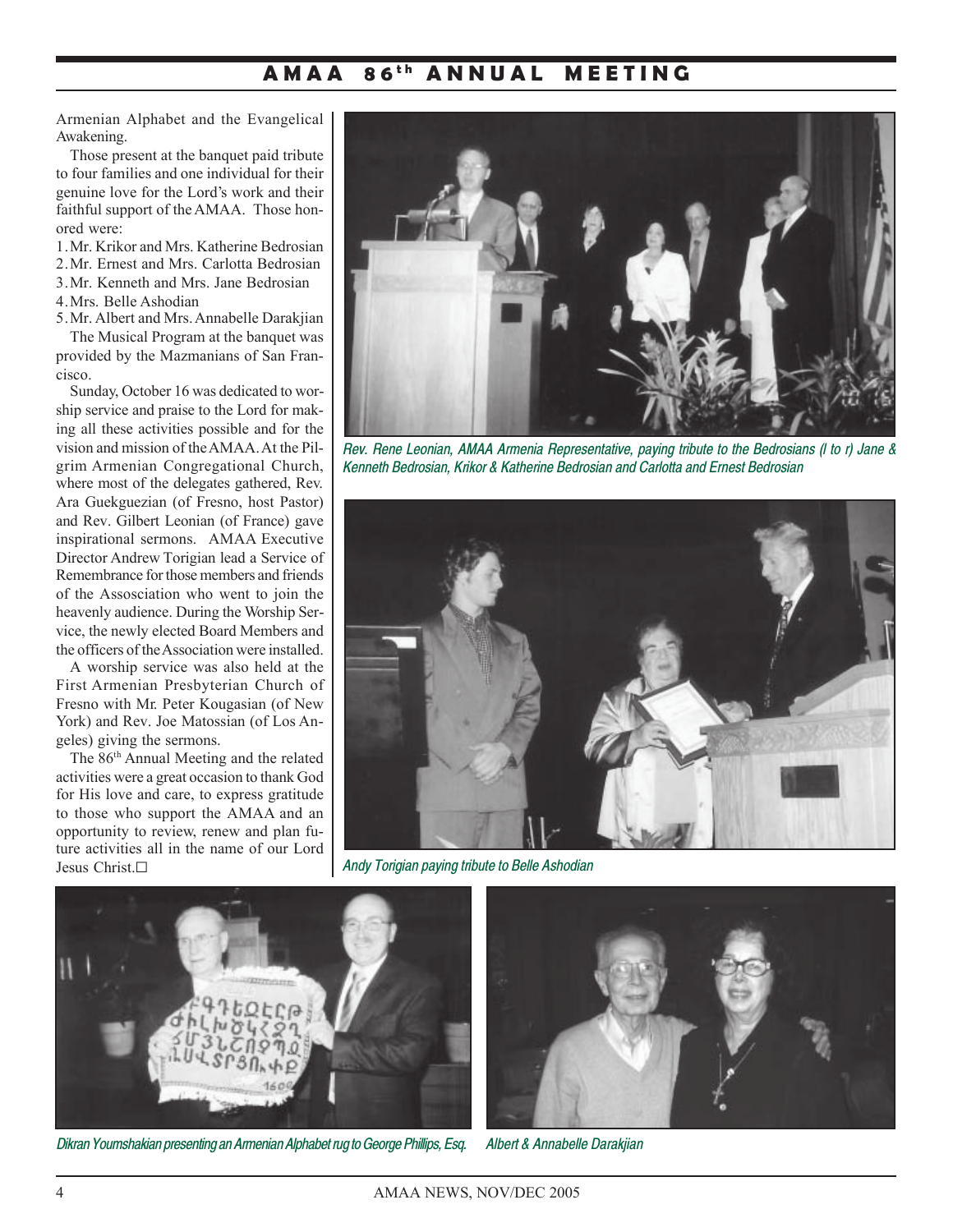Armenian Alphabet and the Evangelical Awakening.

Those present at the banquet paid tribute to four families and one individual for their genuine love for the Lord's work and their faithful support of the AMAA. Those honored were:

1. Mr. Krikor and Mrs. Katherine Bedrosian
2. Mr. Ernest and Mrs. Carlotta Bedrosian
3. Mr. Kenneth and Mrs. Jane Bedrosian
4. Mrs. Belle Ashodian
5. Mr. Albert and Mrs. Annabelle Darakjian

The Musical Program at the banquet was provided by the Mazmanians of San Francisco.

Sunday, October 16 was dedicated to worship service and praise to the Lord for making all these activities possible and for the vision and mission of the AMAA. At the Pilgrim Armenian Congregational Church, where most of the delegates gathered, Rev. Ara Guekguezian (of Fresno, host Pastor) and Rev. Gilbert Leonian (of France) gave inspirational sermons. AMAA Executive Director Andrew Torigian lead a Service of Remembrance for those members and friends of the Association who went to join the heavenly audience. During the Worship Service, the newly elected Board Members and the officers of the Association were installed.

A worship service was also held at the First Armenian Presbyterian Church of Fresno with Mr. Peter Kougasian (of New York) and Rev. Joe Matossian (of Los Angeles) giving the sermons.

The 86[th] Annual Meeting and the related activities were a great occasion to thank God for His love and care, to express gratitude to those who support the AMAA and an opportunity to review, renew and plan future activities all in the name of our Lord Jesus Christ.☐

*Rev. Rene Leonian, AMAA Armenia Representative, paying tribute to the Bedrosians (l to r) Jane & Kenneth Bedrosian, Krikor & Katherine Bedrosian and Carlotta and Ernest Bedrosian*

*Andy Torigian paying tribute to Belle Ashodian*

*Dikran Youmshakian presenting an Armenian Alphabet rug to George Phillips, Esq.*

*Albert & Annabelle Darakjian*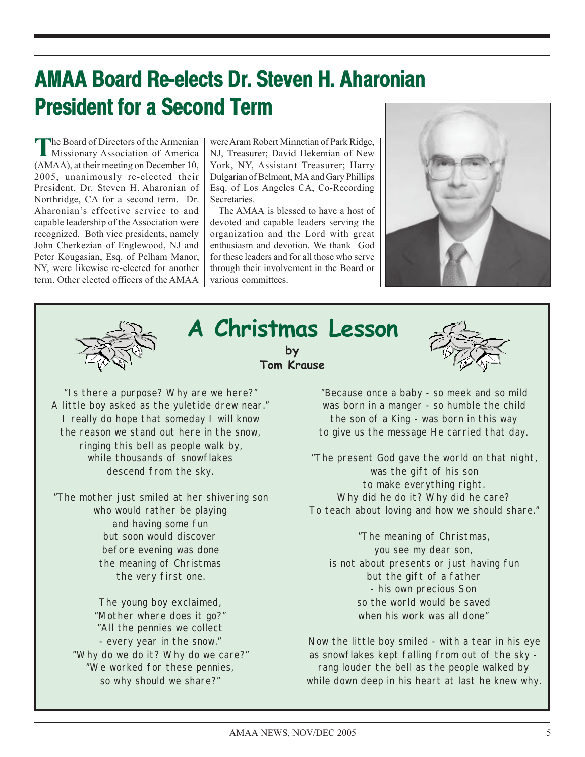# AMAA Board Re-elects Dr. Steven H. Aharonian President for a Second Term

The Board of Directors of the Armenian Missionary Association of America (AMAA), at their meeting on December 10, 2005, unanimously re-elected their President, Dr. Steven H. Aharonian of Northridge, CA for a second term. Dr. Aharonian's effective service to and capable leadership of the Association were recognized. Both vice presidents, namely John Cherkezian of Englewood, NJ and Peter Kougasian, Esq. of Pelham Manor, NY, were likewise re-elected for another term. Other elected officers of the AMAA were Aram Robert Minnetian of Park Ridge, NJ, Treasurer; David Hekemian of New York, NY, Assistant Treasurer; Harry Dulgarian of Belmont, MA and Gary Phillips Esq. of Los Angeles CA, Co-Recording Secretaries.

The AMAA is blessed to have a host of devoted and capable leaders serving the organization and the Lord with great enthusiasm and devotion. We thank God for these leaders and for all those who serve through their involvement in the Board or various committees.

## A Christmas Lesson

**by**
**Tom Krause**

"Is there a purpose? Why are we here?"
A little boy asked as the yuletide drew near."
I really do hope that someday I will know
the reason we stand out here in the snow,
ringing this bell as people walk by,
while thousands of snowflakes
descend from the sky.

"The mother just smiled at her shivering son
who would rather be playing
and having some fun
but soon would discover
before evening was done
the meaning of Christmas
the very first one.

The young boy exclaimed,
"Mother where does it go?"
"All the pennies we collect
- every year in the snow."
"Why do we do it? Why do we care?"
"We worked for these pennies,
so why should we share?"

"Because once a baby - so meek and so mild
was born in a manger - so humble the child
the son of a King - was born in this way
to give us the message He carried that day.

"The present God gave the world on that night,
was the gift of his son
to make everything right.
Why did he do it? Why did he care?
To teach about loving and how we should share."

"The meaning of Christmas,
you see my dear son,
is not about presents or just having fun
but the gift of a father
- his own precious Son
so the world would be saved
when his work was all done"

Now the little boy smiled - with a tear in his eye
as snowflakes kept falling from out of the sky -
rang louder the bell as the people walked by
while down deep in his heart at last he knew why.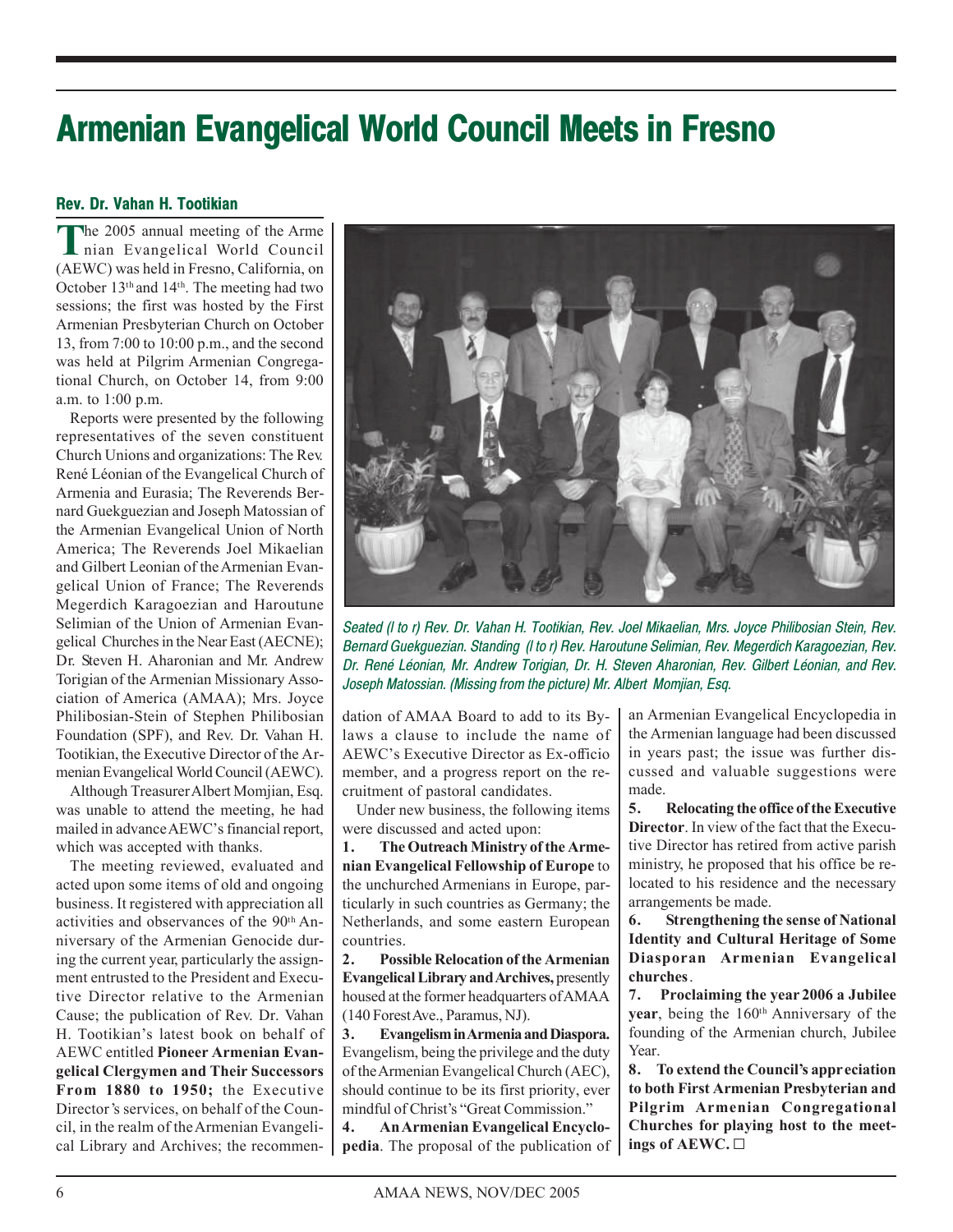# Armenian Evangelical World Council Meets in Fresno

### Rev. Dr. Vahan H. Tootikian

The 2005 annual meeting of the Armenian Evangelical World Council (AEWC) was held in Fresno, California, on October 13th and 14th. The meeting had two sessions; the first was hosted by the First Armenian Presbyterian Church on October 13, from 7:00 to 10:00 p.m., and the second was held at Pilgrim Armenian Congregational Church, on October 14, from 9:00 a.m. to 1:00 p.m.

Reports were presented by the following representatives of the seven constituent Church Unions and organizations: The Rev. René Léonian of the Evangelical Church of Armenia and Eurasia; The Reverends Bernard Guekguezian and Joseph Matossian of the Armenian Evangelical Union of North America; The Reverends Joel Mikaelian and Gilbert Leonian of the Armenian Evangelical Union of France; The Reverends Megerdich Karagoezian and Haroutune Selimian of the Union of Armenian Evangelical Churches in the Near East (AECNE); Dr. Steven H. Aharonian and Mr. Andrew Torigian of the Armenian Missionary Association of America (AMAA); Mrs. Joyce Philibosian-Stein of Stephen Philibosian Foundation (SPF), and Rev. Dr. Vahan H. Tootikian, the Executive Director of the Armenian Evangelical World Council (AEWC).

Although Treasurer Albert Momjian, Esq. was unable to attend the meeting, he had mailed in advance AEWC's financial report, which was accepted with thanks.

The meeting reviewed, evaluated and acted upon some items of old and ongoing business. It registered with appreciation all activities and observances of the 90th Anniversary of the Armenian Genocide during the current year, particularly the assignment entrusted to the President and Executive Director relative to the Armenian Cause; the publication of Rev. Dr. Vahan H. Tootikian's latest book on behalf of AEWC entitled **Pioneer Armenian Evangelical Clergymen and Their Successors From 1880 to 1950;** the Executive Director's services, on behalf of the Council, in the realm of the Armenian Evangelical Library and Archives; the recommendation of AMAA Board to add to its By-laws a clause to include the name of AEWC's Executive Director as Ex-officio member, and a progress report on the recruitment of pastoral candidates.

*Seated (l to r) Rev. Dr. Vahan H. Tootikian, Rev. Joel Mikaelian, Mrs. Joyce Philibosian Stein, Rev. Bernard Guekguezian. Standing (l to r) Rev. Haroutune Selimian, Rev. Megerdich Karagoezian, Rev. Dr. René Léonian, Mr. Andrew Torigian, Dr. H. Steven Aharonian, Rev. Gilbert Léonian, and Rev. Joseph Matossian. (Missing from the picture) Mr. Albert Momjian, Esq.*

Under new business, the following items were discussed and acted upon:

1. **The Outreach Ministry of the Armenian Evangelical Fellowship of Europe** to the unchurched Armenians in Europe, particularly in such countries as Germany; the Netherlands, and some eastern European countries.
2. **Possible Relocation of the Armenian Evangelical Library and Archives,** presently housed at the former headquarters of AMAA (140 Forest Ave., Paramus, NJ).
3. **Evangelism in Armenia and Diaspora.** Evangelism, being the privilege and the duty of the Armenian Evangelical Church (AEC), should continue to be its first priority, ever mindful of Christ's "Great Commission."
4. **An Armenian Evangelical Encyclopedia**. The proposal of the publication of an Armenian Evangelical Encyclopedia in the Armenian language had been discussed in years past; the issue was further discussed and valuable suggestions were made.
5. **Relocating the office of the Executive Director**. In view of the fact that the Executive Director has retired from active parish ministry, he proposed that his office be relocated to his residence and the necessary arrangements be made.
6. **Strengthening the sense of National Identity and Cultural Heritage of Some Diasporan Armenian Evangelical churches**.
7. **Proclaiming the year 2006 a Jubilee year**, being the 160th Anniversary of the founding of the Armenian church, Jubilee Year.
8. **To extend the Council's appreciation to both First Armenian Presbyterian and Pilgrim Armenian Congregational Churches for playing host to the meetings of AEWC.** □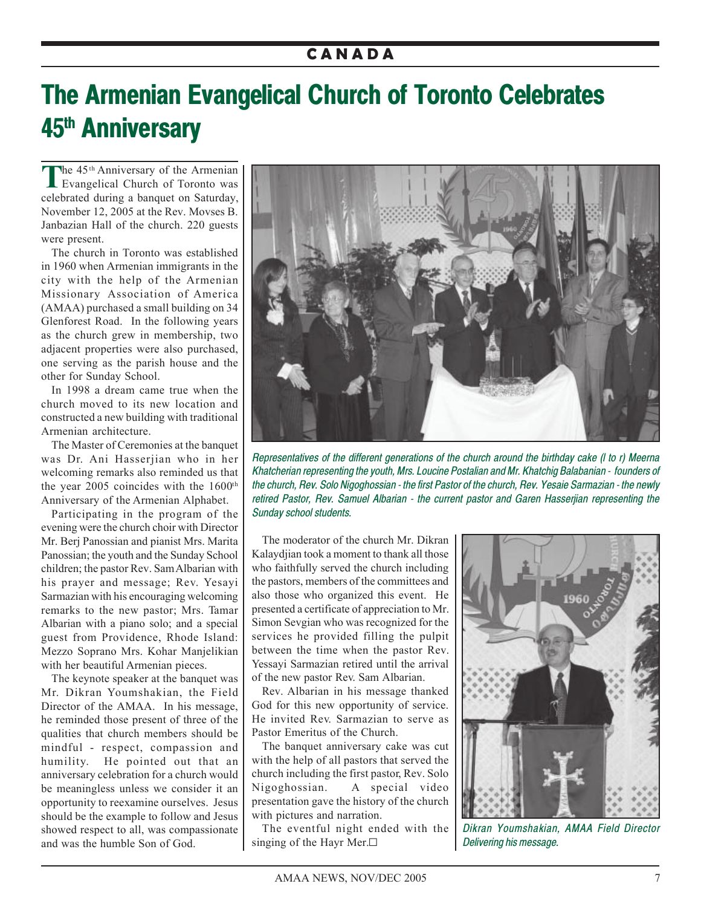CANADA

# The Armenian Evangelical Church of Toronto Celebrates 45th Anniversary

The 45th Anniversary of the Armenian Evangelical Church of Toronto was celebrated during a banquet on Saturday, November 12, 2005 at the Rev. Movses B. Janbazian Hall of the church. 220 guests were present.

The church in Toronto was established in 1960 when Armenian immigrants in the city with the help of the Armenian Missionary Association of America (AMAA) purchased a small building on 34 Glenforest Road. In the following years as the church grew in membership, two adjacent properties were also purchased, one serving as the parish house and the other for Sunday School.

In 1998 a dream came true when the church moved to its new location and constructed a new building with traditional Armenian architecture.

The Master of Ceremonies at the banquet was Dr. Ani Hasserjian who in her welcoming remarks also reminded us that the year 2005 coincides with the 1600th Anniversary of the Armenian Alphabet.

Participating in the program of the evening were the church choir with Director Mr. Berj Panossian and pianist Mrs. Marita Panossian; the youth and the Sunday School children; the pastor Rev. Sam Albarian with his prayer and message; Rev. Yesayi Sarmazian with his encouraging welcoming remarks to the new pastor; Mrs. Tamar Albarian with a piano solo; and a special guest from Providence, Rhode Island: Mezzo Soprano Mrs. Kohar Manjelikian with her beautiful Armenian pieces.

The keynote speaker at the banquet was Mr. Dikran Youmshakian, the Field Director of the AMAA. In his message, he reminded those present of three of the qualities that church members should be mindful - respect, compassion and humility. He pointed out that an anniversary celebration for a church would be meaningless unless we consider it an opportunity to reexamine ourselves. Jesus should be the example to follow and Jesus showed respect to all, was compassionate and was the humble Son of God.

*Representatives of the different generations of the church around the birthday cake (l to r) Meerna Khatcherian representing the youth, Mrs. Loucine Postalian and Mr. Khatchig Balabanian - founders of the church, Rev. Solo Nigoghossian - the first Pastor of the church, Rev. Yesaie Sarmazian - the newly retired Pastor, Rev. Samuel Albarian - the current pastor and Garen Hasserjian representing the Sunday school students.*

The moderator of the church Mr. Dikran Kalaydjian took a moment to thank all those who faithfully served the church including the pastors, members of the committees and also those who organized this event. He presented a certificate of appreciation to Mr. Simon Sevgian who was recognized for the services he provided filling the pulpit between the time when the pastor Rev. Yessayi Sarmazian retired until the arrival of the new pastor Rev. Sam Albarian.

Rev. Albarian in his message thanked God for this new opportunity of service. He invited Rev. Sarmazian to serve as Pastor Emeritus of the Church.

The banquet anniversary cake was cut with the help of all pastors that served the church including the first pastor, Rev. Solo Nigoghossian. A special video presentation gave the history of the church with pictures and narration.

The eventful night ended with the singing of the Hayr Mer.☐

*Dikran Youmshakian, AMAA Field Director Delivering his message.*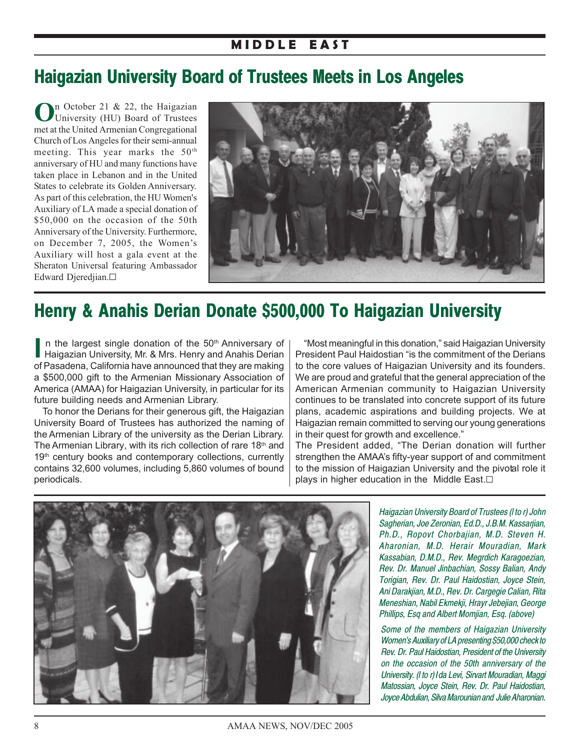# MIDDLE EAST

## Haigazian University Board of Trustees Meets in Los Angeles

On October 21 & 22, the Haigazian University (HU) Board of Trustees met at the United Armenian Congregational Church of Los Angeles for their semi-annual meeting. This year marks the 50th anniversary of HU and many functions have taken place in Lebanon and in the United States to celebrate its Golden Anniversary. As part of this celebration, the HU Women's Auxiliary of LA made a special donation of $50,000 on the occasion of the 50th Anniversary of the University. Furthermore, on December 7, 2005, the Women's Auxiliary will host a gala event at the Sheraton Universal featuring Ambassador Edward Djeredjian.□

## Henry & Anahis Derian Donate $500,000 To Haigazian University

In the largest single donation of the 50th Anniversary of Haigazian University, Mr. & Mrs. Henry and Anahis Derian of Pasadena, California have announced that they are making a $500,000 gift to the Armenian Missionary Association of America (AMAA) for Haigazian University, in particular for its future building needs and Armenian Library.

To honor the Derians for their generous gift, the Haigazian University Board of Trustees has authorized the naming of the Armenian Library of the university as the Derian Library. The Armenian Library, with its rich collection of rare 18th and 19th century books and contemporary collections, currently contains 32,600 volumes, including 5,860 volumes of bound periodicals.

"Most meaningful in this donation," said Haigazian University President Paul Haidostian "is the commitment of the Derians to the core values of Haigazian University and its founders. We are proud and grateful that the general appreciation of the American Armenian community to Haigazian University continues to be translated into concrete support of its future plans, academic aspirations and building projects. We at Haigazian remain committed to serving our young generations in their quest for growth and excellence."

The President added, "The Derian donation will further strengthen the AMAA's fifty-year support of and commitment to the mission of Haigazian University and the pivotal role it plays in higher education in the Middle East.□

*Haigazian University Board of Trustees (l to r) John Sagherian, Joe Zeronian, Ed.D., J.B.M. Kassarjian, Ph.D., Ropovt Chorbajian, M.D. Steven H. Aharonian, M.D. Herair Mouradian, Mark Kassabian, D.M.D., Rev. Megrdich Karagoezian, Rev. Dr. Manuel Jinbachian, Sossy Balian, Andy Torigian, Rev. Dr. Paul Haidostian, Joyce Stein, Ani Darakjian, M.D., Rev. Dr. Cargegie Calian, Rita Meneshian, Nabil Ekmekji, Hrayr Jebejian, George Phillips, Esq and Albert Momjian, Esq. (above)*

*Some of the members of Haigazian University Women's Auxiliary of LA presenting $50,000 check to Rev. Dr. Paul Haidostian, President of the University on the occasion of the 50th anniversary of the University. (l to r) Ida Levi, Sirvart Mouradian, Maggi Matossian, Joyce Stein, Rev. Dr. Paul Haidostian, Joyce Abdulian, Silva Marounian and Julie Aharonian.*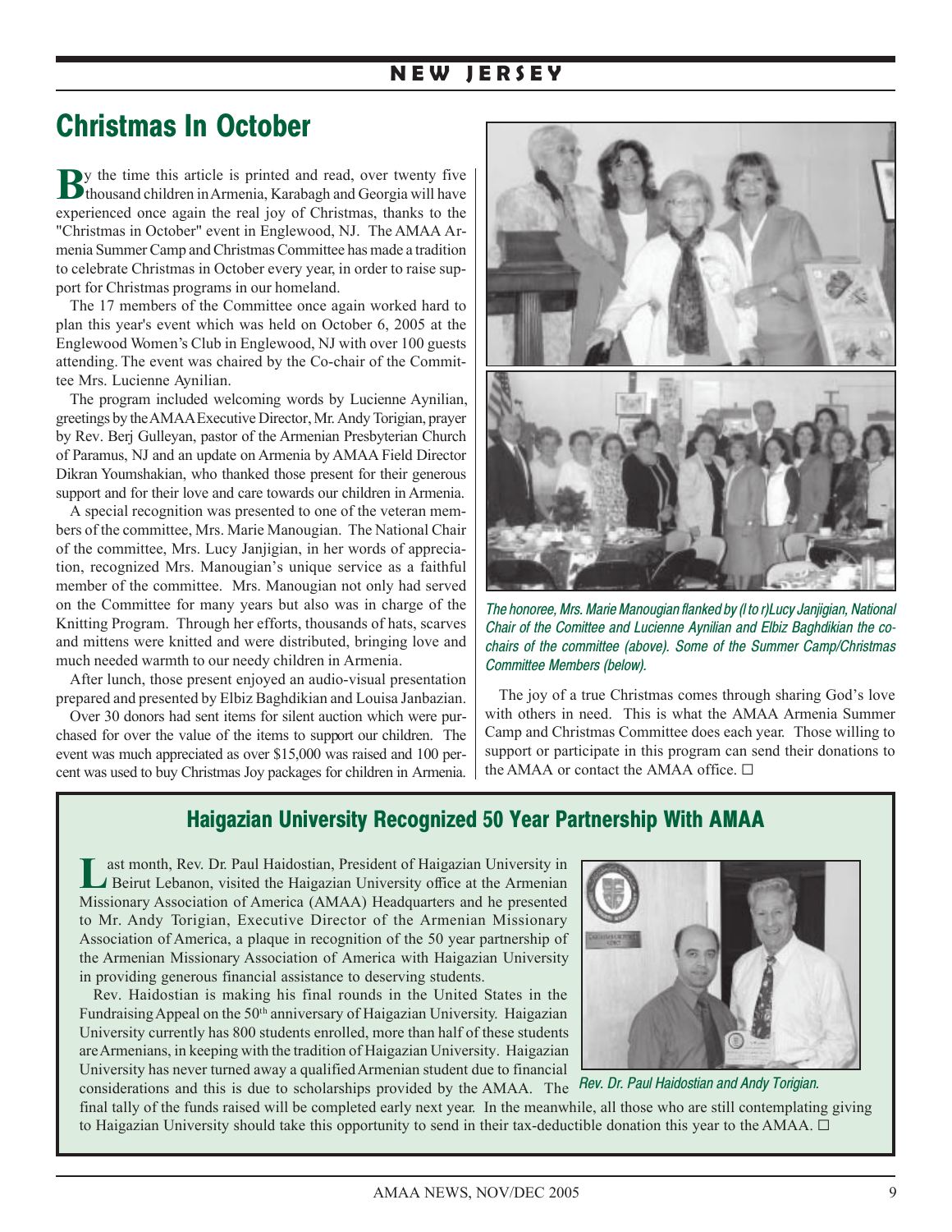# Christmas In October

By the time this article is printed and read, over twenty five thousand children in Armenia, Karabagh and Georgia will have experienced once again the real joy of Christmas, thanks to the "Christmas in October" event in Englewood, NJ. The AMAA Armenia Summer Camp and Christmas Committee has made a tradition to celebrate Christmas in October every year, in order to raise support for Christmas programs in our homeland.

The 17 members of the Committee once again worked hard to plan this year's event which was held on October 6, 2005 at the Englewood Women's Club in Englewood, NJ with over 100 guests attending. The event was chaired by the Co-chair of the Committee Mrs. Lucienne Aynilian.

The program included welcoming words by Lucienne Aynilian, greetings by the AMAA Executive Director, Mr. Andy Torigian, prayer by Rev. Berj Gulleyan, pastor of the Armenian Presbyterian Church of Paramus, NJ and an update on Armenia by AMAA Field Director Dikran Youmshakian, who thanked those present for their generous support and for their love and care towards our children in Armenia.

A special recognition was presented to one of the veteran members of the committee, Mrs. Marie Manougian. The National Chair of the committee, Mrs. Lucy Janjigian, in her words of appreciation, recognized Mrs. Manougian's unique service as a faithful member of the committee. Mrs. Manougian not only had served on the Committee for many years but also was in charge of the Knitting Program. Through her efforts, thousands of hats, scarves and mittens were knitted and were distributed, bringing love and much needed warmth to our needy children in Armenia.

After lunch, those present enjoyed an audio-visual presentation prepared and presented by Elbiz Baghdikian and Louisa Janbazian.

Over 30 donors had sent items for silent auction which were purchased for over the value of the items to support our children. The event was much appreciated as over $15,000 was raised and 100 percent was used to buy Christmas Joy packages for children in Armenia.

*The honoree, Mrs. Marie Manougian flanked by (l to r)Lucy Janjigian, National Chair of the Comittee and Lucienne Aynilian and Elbiz Baghdikian the co-chairs of the committee (above). Some of the Summer Camp/Christmas Committee Members (below).*

The joy of a true Christmas comes through sharing God's love with others in need. This is what the AMAA Armenia Summer Camp and Christmas Committee does each year. Those willing to support or participate in this program can send their donations to the AMAA or contact the AMAA office. □

## Haigazian University Recognized 50 Year Partnership With AMAA

Last month, Rev. Dr. Paul Haidostian, President of Haigazian University in Beirut Lebanon, visited the Haigazian University office at the Armenian Missionary Association of America (AMAA) Headquarters and he presented to Mr. Andy Torigian, Executive Director of the Armenian Missionary Association of America, a plaque in recognition of the 50 year partnership of the Armenian Missionary Association of America with Haigazian University in providing generous financial assistance to deserving students.

Rev. Haidostian is making his final rounds in the United States in the Fundraising Appeal on the 50th anniversary of Haigazian University. Haigazian University currently has 800 students enrolled, more than half of these students are Armenians, in keeping with the tradition of Haigazian University. Haigazian University has never turned away a qualified Armenian student due to financial considerations and this is due to scholarships provided by the AMAA. The final tally of the funds raised will be completed early next year. In the meanwhile, all those who are still contemplating giving to Haigazian University should take this opportunity to send in their tax-deductible donation this year to the AMAA. □

*Rev. Dr. Paul Haidostian and Andy Torigian.*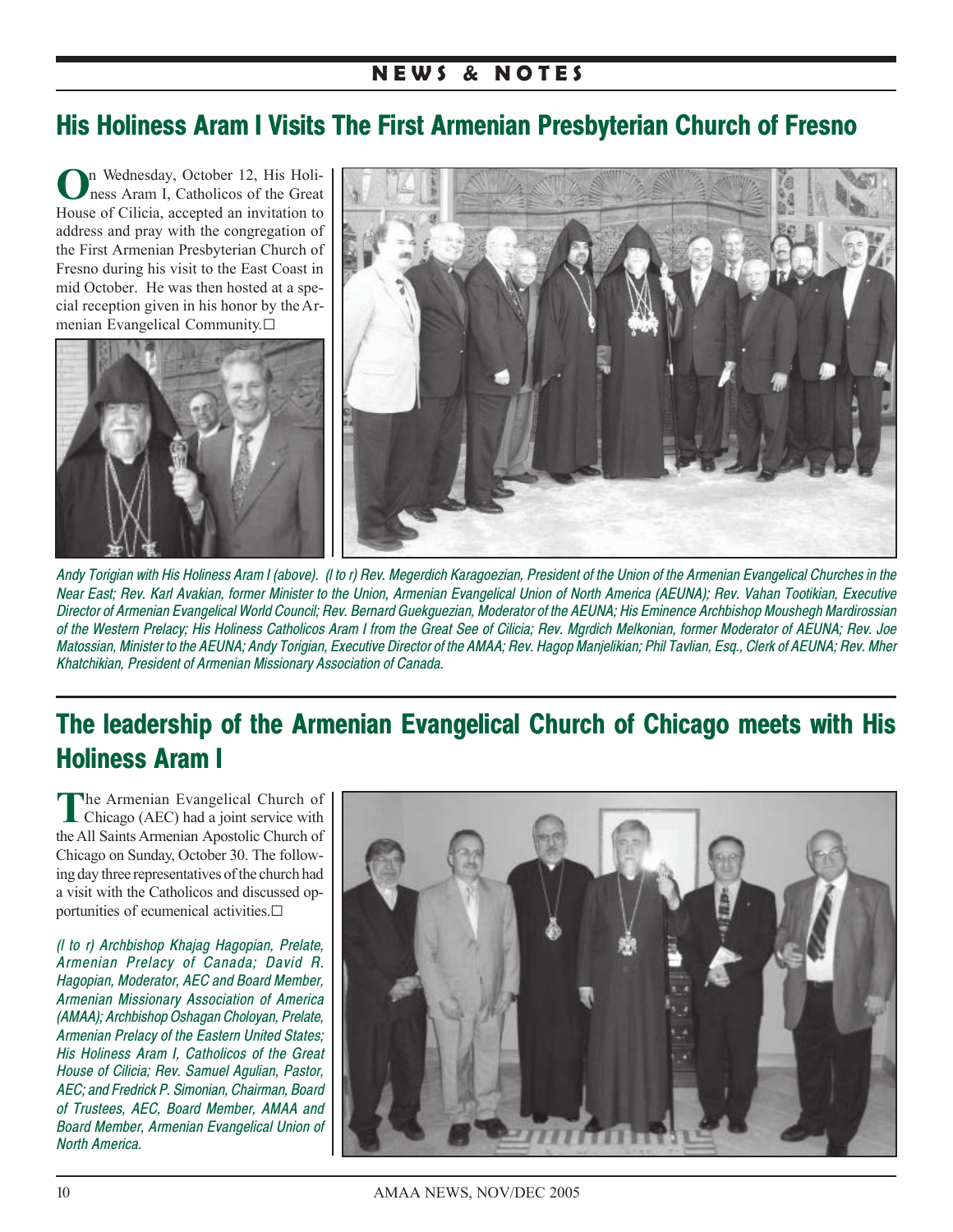## NEWS & NOTES

# His Holiness Aram I Visits The First Armenian Presbyterian Church of Fresno

On Wednesday, October 12, His Holiness Aram I, Catholicos of the Great House of Cilicia, accepted an invitation to address and pray with the congregation of the First Armenian Presbyterian Church of Fresno during his visit to the East Coast in mid October. He was then hosted at a special reception given in his honor by the Armenian Evangelical Community.☐

*Andy Torigian with His Holiness Aram I (above). (l to r) Rev. Megerdich Karagoezian, President of the Union of the Armenian Evangelical Churches in the Near East; Rev. Karl Avakian, former Minister to the Union, Armenian Evangelical Union of North America (AEUNA); Rev. Vahan Tootikian, Executive Director of Armenian Evangelical World Council; Rev. Bernard Guekguezian, Moderator of the AEUNA; His Eminence Archbishop Moushegh Mardirossian of the Western Prelacy; His Holiness Catholicos Aram I from the Great See of Cilicia; Rev. Mgrdich Melkonian, former Moderator of AEUNA; Rev. Joe Matossian, Minister to the AEUNA; Andy Torigian, Executive Director of the AMAA; Rev. Hagop Manjelikian; Phil Tavlian, Esq., Clerk of AEUNA; Rev. Mher Khatchikian, President of Armenian Missionary Association of Canada.*

# The leadership of the Armenian Evangelical Church of Chicago meets with His Holiness Aram I

The Armenian Evangelical Church of Chicago (AEC) had a joint service with the All Saints Armenian Apostolic Church of Chicago on Sunday, October 30. The following day three representatives of the church had a visit with the Catholicos and discussed opportunities of ecumenical activities.☐

*(l to r) Archbishop Khajag Hagopian, Prelate, Armenian Prelacy of Canada; David R. Hagopian, Moderator, AEC and Board Member, Armenian Missionary Association of America (AMAA); Archbishop Oshagan Choloyan, Prelate, Armenian Prelacy of the Eastern United States; His Holiness Aram I, Catholicos of the Great House of Cilicia; Rev. Samuel Agulian, Pastor, AEC; and Fredrick P. Simonian, Chairman, Board of Trustees, AEC, Board Member, AMAA and Board Member, Armenian Evangelical Union of North America.*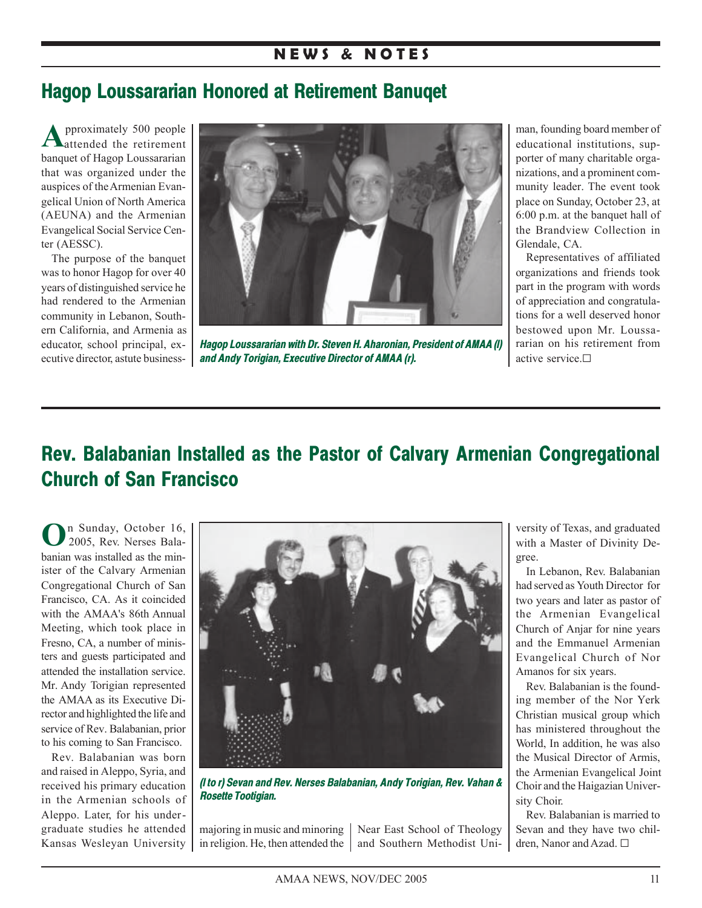## Hagop Loussararian Honored at Retirement Banuqet

Approximately 500 people attended the retirement banquet of Hagop Loussararian that was organized under the auspices of the Armenian Evangelical Union of North America (AEUNA) and the Armenian Evangelical Social Service Center (AESSC).

The purpose of the banquet was to honor Hagop for over 40 years of distinguished service he had rendered to the Armenian community in Lebanon, Southern California, and Armenia as educator, school principal, executive director, astute businessman, founding board member of educational institutions, supporter of many charitable organizations, and a prominent community leader. The event took place on Sunday, October 23, at 6:00 p.m. at the banquet hall of the Brandview Collection in Glendale, CA.

*Hagop Loussararian with Dr. Steven H. Aharonian, President of AMAA (l) and Andy Torigian, Executive Director of AMAA (r).*

Representatives of affiliated organizations and friends took part in the program with words of appreciation and congratulations for a well deserved honor bestowed upon Mr. Loussararian on his retirement from active service.☐

## Rev. Balabanian Installed as the Pastor of Calvary Armenian Congregational Church of San Francisco

On Sunday, October 16, 2005, Rev. Nerses Balabanian was installed as the minister of the Calvary Armenian Congregational Church of San Francisco, CA. As it coincided with the AMAA's 86th Annual Meeting, which took place in Fresno, CA, a number of ministers and guests participated and attended the installation service. Mr. Andy Torigian represented the AMAA as its Executive Director and highlighted the life and service of Rev. Balabanian, prior to his coming to San Francisco.

Rev. Balabanian was born and raised in Aleppo, Syria, and received his primary education in the Armenian schools of Aleppo. Later, for his undergraduate studies he attended Kansas Wesleyan University majoring in music and minoring in religion. He, then attended the Near East School of Theology and Southern Methodist University of Texas, and graduated with a Master of Divinity Degree.

*(l to r) Sevan and Rev. Nerses Balabanian, Andy Torigian, Rev. Vahan & Rosette Tootigian.*

In Lebanon, Rev. Balabanian had served as Youth Director for two years and later as pastor of the Armenian Evangelical Church of Anjar for nine years and the Emmanuel Armenian Evangelical Church of Nor Amanos for six years.

Rev. Balabanian is the founding member of the Nor Yerk Christian musical group which has ministered throughout the World, In addition, he was also the Musical Director of Armis, the Armenian Evangelical Joint Choir and the Haigazian University Choir.

Rev. Balabanian is married to Sevan and they have two children, Nanor and Azad. ☐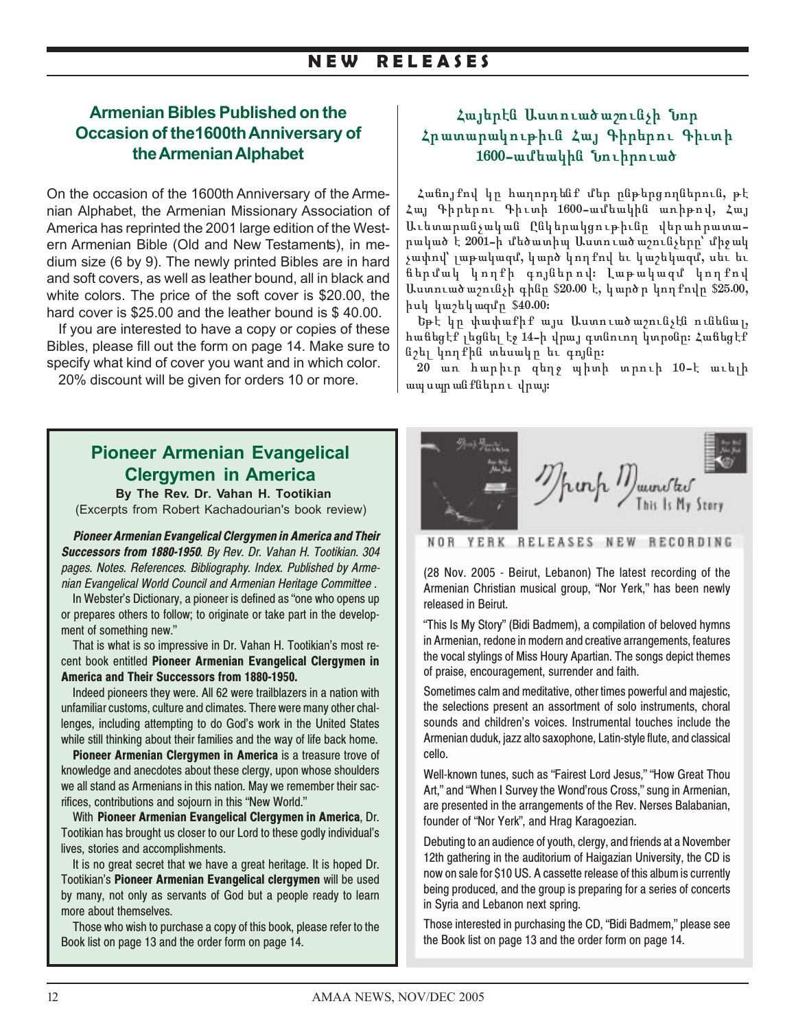## NEW RELEASES

### Armenian Bibles Published on the Occasion of the1600th Anniversary of the Armenian Alphabet

On the occasion of the 1600th Anniversary of the Armenian Alphabet, the Armenian Missionary Association of America has reprinted the 2001 large edition of the Western Armenian Bible (Old and New Testaments), in medium size (6 by 9). The newly printed Bibles are in hard and soft covers, as well as leather bound, all in black and white colors. The price of the soft cover is $20.00, the hard cover is $25.00 and the leather bound is $ 40.00.

If you are interested to have a copy or copies of these Bibles, please fill out the form on page 14. Make sure to specify what kind of cover you want and in which color.

20% discount will be given for orders 10 or more.

### Հայերէն Աստուածաշունչի Նոր Հրատարակութիւն Հայ Գիրերու Գիւտի 1600-ամեակին Նուիրուած

Հաճոյքով կը հաղորդենք մեր ընթերցողներուն, թէ Հայ Գիրերու Գիւտի 1600-ամեակին առիթով, Հայ Աւետարանչական Ընկերակցութիւնը վերահրատարակած է 2001-ի մեծադիր Աստուածաշունչերը՝ միջակ չափով՝ լաթակազմ, կարծ կողքով եւ կաշեկազմ, սեւ եւ ճերմակ կողքի գոյներով։ Լաթակազմ կողքով Աստուածաշունչի գինը $20.00 է, կարծր կողքովը $25.00, իսկ կաշեկազմը $40.00։

Եթէ կը փափաքիք այս Աստուածաշունչէն ունենալ, հաճեցէք լեցնել էջ 14-ի վրայ գտնուող կտրօնը։ Հաճեցէք նշել կողքին տեսակը եւ գոյնը։

20 առ հարիւր զեղչ պիտի տրուի 10-է աւելի ապսպրանքներու վրայ։

### Pioneer Armenian Evangelical Clergymen in America

**By The Rev. Dr. Vahan H. Tootikian**
(Excerpts from Robert Kachadourian's book review)

***Pioneer Armenian Evangelical Clergymen in America and Their Successors from 1880-1950****. By Rev. Dr. Vahan H. Tootikian. 304 pages. Notes. References. Bibliography. Index. Published by Armenian Evangelical World Council and Armenian Heritage Committee .*

In Webster's Dictionary, a pioneer is defined as "one who opens up or prepares others to follow; to originate or take part in the development of something new."

That is what is so impressive in Dr. Vahan H. Tootikian's most recent book entitled **Pioneer Armenian Evangelical Clergymen in America and Their Successors from 1880-1950.**

Indeed pioneers they were. All 62 were trailblazers in a nation with unfamiliar customs, culture and climates. There were many other challenges, including attempting to do God's work in the United States while still thinking about their families and the way of life back home.

**Pioneer Armenian Clergymen in America** is a treasure trove of knowledge and anecdotes about these clergy, upon whose shoulders we all stand as Armenians in this nation. May we remember their sacrifices, contributions and sojourn in this "New World."

With **Pioneer Armenian Evangelical Clergymen in America**, Dr. Tootikian has brought us closer to our Lord to these godly individual's lives, stories and accomplishments.

It is no great secret that we have a great heritage. It is hoped Dr. Tootikian's **Pioneer Armenian Evangelical clergymen** will be used by many, not only as servants of God but a people ready to learn more about themselves.

Those who wish to purchase a copy of this book, please refer to the Book list on page 13 and the order form on page 14.

### NOR YERK RELEASES NEW RECORDING

Պիտի Պատմեմ — This Is My Story

(28 Nov. 2005 - Beirut, Lebanon) The latest recording of the Armenian Christian musical group, "Nor Yerk," has been newly released in Beirut.

"This Is My Story" (Bidi Badmem), a compilation of beloved hymns in Armenian, redone in modern and creative arrangements, features the vocal stylings of Miss Houry Apartian. The songs depict themes of praise, encouragement, surrender and faith.

Sometimes calm and meditative, other times powerful and majestic, the selections present an assortment of solo instruments, choral sounds and children's voices. Instrumental touches include the Armenian duduk, jazz alto saxophone, Latin-style flute, and classical cello.

Well-known tunes, such as "Fairest Lord Jesus," "How Great Thou Art," and "When I Survey the Wond'rous Cross," sung in Armenian, are presented in the arrangements of the Rev. Nerses Balabanian, founder of "Nor Yerk", and Hrag Karagoezian.

Debuting to an audience of youth, clergy, and friends at a November 12th gathering in the auditorium of Haigazian University, the CD is now on sale for $10 US. A cassette release of this album is currently being produced, and the group is preparing for a series of concerts in Syria and Lebanon next spring.

Those interested in purchasing the CD, "Bidi Badmem," please see the Book list on page 13 and the order form on page 14.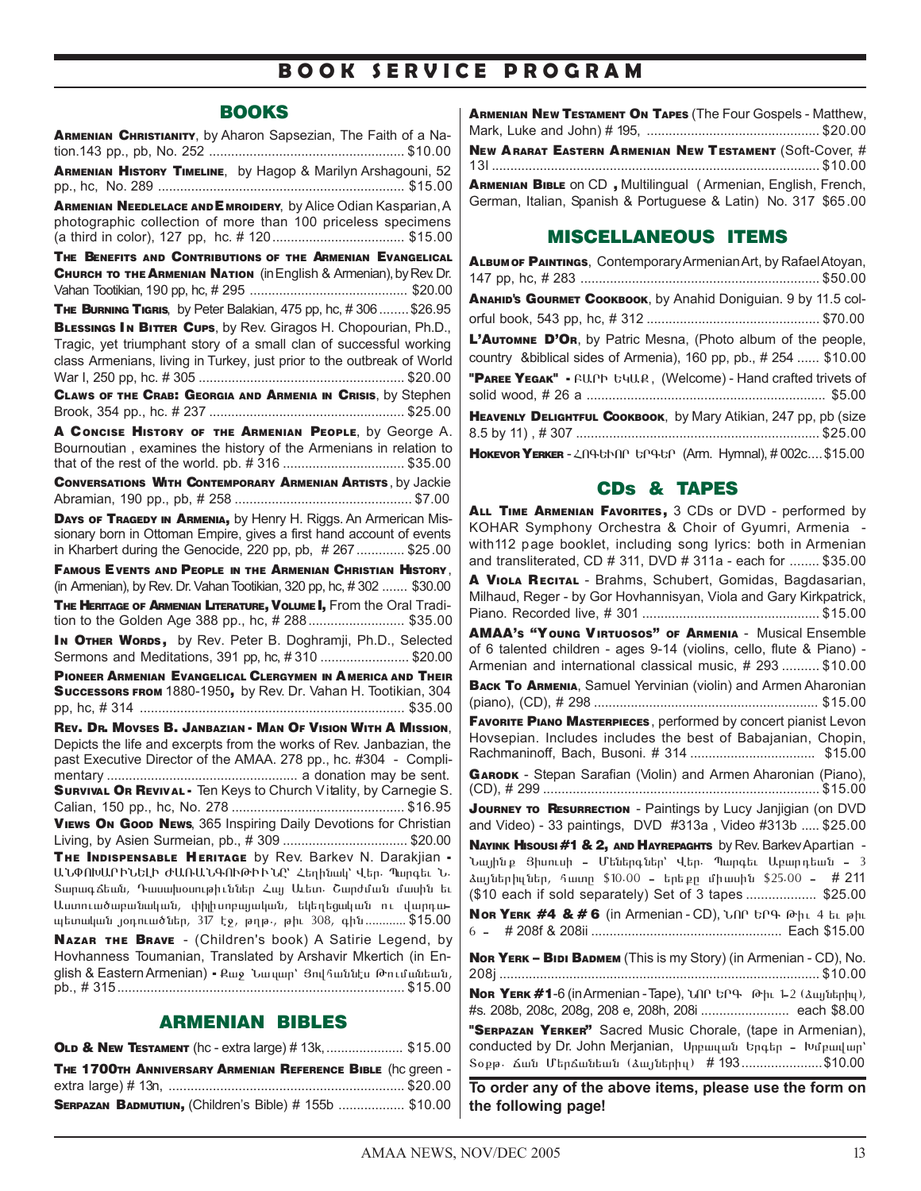# BOOK SERVICE PROGRAM

## BOOKS

**ARMENIAN CHRISTIANITY**, by Aharon Sapsezian, The Faith of a Nation.143 pp., pb, No. 252 .................................................... $10.00

**ARMENIAN HISTORY TIMELINE**, by Hagop & Marilyn Arshagouni, 52 pp., hc, No. 289 .................................................................. $15.00

**ARMENIAN NEEDLELACE AND EMROIDERY**, by Alice Odian Kasparian, A photographic collection of more than 100 priceless specimens (a third in color), 127 pp, hc. # 120.................................... $15.00

**THE BENEFITS AND CONTRIBUTIONS OF THE ARMENIAN EVANGELICAL CHURCH TO THE ARMENIAN NATION** (in English & Armenian), by Rev. Dr. Vahan Tootikian, 190 pp, hc, # 295 .......................................... $20.00

**THE BURNING TIGRIS**, by Peter Balakian, 475 pp, hc, # 306 ........ $26.95

**BLESSINGS IN BITTER CUPS**, by Rev. Giragos H. Chopourian, Ph.D., Tragic, yet triumphant story of a small clan of successful working class Armenians, living in Turkey, just prior to the outbreak of World War I, 250 pp, hc. # 305 ....................................................... $20.00

**CLAWS OF THE CRAB: GEORGIA AND ARMENIA IN CRISIS**, by Stephen Brook, 354 pp., hc. # 237 .................................................... $25.00

**A CONCISE HISTORY OF THE ARMENIAN PEOPLE**, by George A. Bournoutian , examines the history of the Armenians in relation to that of the rest of the world. pb. # 316 ................................ $35.00

**CONVERSATIONS WITH CONTEMPORARY ARMENIAN ARTISTS**, by Jackie Abramian, 190 pp., pb, # 258 ................................................ $7.00

**DAYS OF TRAGEDY IN ARMENIA**, by Henry H. Riggs. An Armerican Missionary born in Ottoman Empire, gives a first hand account of events in Kharbert during the Genocide, 220 pp, pb, # 267 ............. $25.00

**FAMOUS EVENTS AND PEOPLE IN THE ARMENIAN CHRISTIAN HISTORY**, (in Armenian), by Rev. Dr. Vahan Tootikian, 320 pp, hc, # 302 ....... $30.00

**THE HERITAGE OF ARMENIAN LITERATURE, VOLUME I,** From the Oral Tradition to the Golden Age 388 pp., hc, # 288.......................... $35.00

**IN OTHER WORDS,** by Rev. Peter B. Doghramji, Ph.D., Selected Sermons and Meditations, 391 pp, hc, # 310 ........................ $20.00

**PIONEER ARMENIAN EVANGELICAL CLERGYMEN IN AMERICA AND THEIR SUCCESSORS FROM** 1880-1950**,** by Rev. Dr. Vahan H. Tootikian, 304 pp, hc, # 314 ...................................................................... $35.00

**REV. DR. MOVSES B. JANBAZIAN - MAN OF VISION WITH A MISSION**, Depicts the life and excerpts from the works of Rev. Janbazian, the past Executive Director of the AMAA. 278 pp., hc. #304 - Complimentary .................................................. a donation may be sent.

**SURVIVAL OR REVIVAL -** Ten Keys to Church Vitality, by Carnegie S. Calian, 150 pp., hc, No. 278 .............................................. $16.95

**VIEWS ON GOOD NEWS**, 365 Inspiring Daily Devotions for Christian Living, by Asien Surmeian, pb., # 309 ................................. $20.00

**THE INDISPENSABLE HERITAGE** by Rev. Barkev N. Darakjian - ԱՆՓՈԽԱՐԻՆԵԼԻ ԺԱՌԱՆԳՈՒԹԻՒՆԸ՝ Հեղինակ՝ Վեր. Պարգեւ Ն. Տարագճեան, Դասախօսութիւններ Հայ Աւետ. Շարժման մասին եւ Աստուածաբանական, փիլիսոփայական, եկեղեցական ու վարդապետական յօդուածներ, 317 էջ, թղթ., թիւ 308, գին ............ $15.00

**NAZAR THE BRAVE** - (Children's book) A Satirie Legend, by Hovhanness Toumanian, Translated by Arshavir Mkertich (in English & Eastern Armenian) - Քաջ Նազար՝ Յովհաննէս Թումանեան, pb., # 315............................................................................. $15.00

## ARMENIAN BIBLES

**OLD & NEW TESTAMENT** (hc - extra large) # 13k,.................... $15.00

**THE 1700TH ANNIVERSARY ARMENIAN REFERENCE BIBLE** (hc green - extra large) # 13n, ................................................................ $20.00

**SERPAZAN BADMUTIUN,** (Children's Bible) # 155b ................. $10.00

**ARMENIAN NEW TESTAMENT ON TAPES** (The Four Gospels - Matthew, Mark, Luke and John) # 195, .............................................. $20.00

**NEW ARARAT EASTERN ARMENIAN NEW TESTAMENT** (Soft-Cover, # 13l ........................................................................................ $10.00

**ARMENIAN BIBLE** on CD **,** Multilingual ( Armenian, English, French, German, Italian, Spanish & Portuguese & Latin) No. 317 $65.00

## MISCELLANEOUS ITEMS

**ALBUM OF PAINTINGS**, Contemporary Armenian Art, by Rafael Atoyan, 147 pp, hc, # 283 ................................................................ $50.00

**ANAHID'S GOURMET COOKBOOK**, by Anahid Doniguian. 9 by 11.5 colorful book, 543 pp, hc, # 312 .............................................. $70.00

**L'AUTOMNE D'OR**, by Patric Mesna, (Photo album of the people, country &biblical sides of Armenia), 160 pp, pb., # 254 ...... $10.00

**"PAREE YEGAK" -** ԲԱՐԻ ԵԿԱՔ, (Welcome) - Hand crafted trivets of solid wood, # 26 a ................................................................ $5.00

**HEAVENLY DELIGHTFUL COOKBOOK**, by Mary Atikian, 247 pp, pb (size 8.5 by 11) , # 307 ................................................................. $25.00

**HOKEVOR YERKER** - ՀՈԳԵՒՈՐ ԵՐԳԵՐ (Arm. Hymnal), # 002c.... $15.00

## CDs & TAPES

**ALL TIME ARMENIAN FAVORITES,** 3 CDs or DVD - performed by KOHAR Symphony Orchestra & Choir of Gyumri, Armenia - with112 page booklet, including song lyrics: both in Armenian and transliterated, CD # 311, DVD # 311a - each for ........ $35.00

**A VIOLA RECITAL** - Brahms, Schubert, Gomidas, Bagdasarian, Milhaud, Reger - by Gor Hovhannisyan, Viola and Gary Kirkpatrick, Piano. Recorded live, # 301 ............................................... $15.00

**AMAA's "YOUNG VIRTUOSOS" OF ARMENIA** - Musical Ensemble of 6 talented children - ages 9-14 (violins, cello, flute & Piano) - Armenian and international classical music, # 293 .......... $10.00

**BACK TO ARMENIA**, Samuel Yervinian (violin) and Armen Aharonian (piano), (CD), # 298 ............................................................ $15.00

**FAVORITE PIANO MASTERPIECES**, performed by concert pianist Levon Hovsepian. Includes includes the best of Babajanian, Chopin, Rachmaninoff, Bach, Busoni. # 314 ................................. $15.00

**GARODK** - Stepan Sarafian (Violin) and Armen Aharonian (Piano), (CD), # 299 .......................................................................... $15.00

**JOURNEY TO RESURRECTION** - Paintings by Lucy Janjigian (on DVD and Video) - 33 paintings, DVD #313a , Video #313b ..... $25.00

**NAYINK HISOUSI #1 & 2, AND HAYREPAGHTS** by Rev. Barkev Apartian - Նայինք Յիսուսի – Մենեդգներ՝ Վեր. Պարգեւ Աբարդեան – 3 ձայներիզներ, հատը $10.00 – երեքը միասին $25.00 – # 211 ($10 each if sold separately) Set of 3 tapes .................. $25.00

**NOR YERK #4 & # 6** (in Armenian - CD), ՆՈՐ ԵՐԳ Թիւ 4 եւ թիւ 6 – # 208f & 208ii .................................................. Each $15.00

**NOR YERK – BIDI BADMEM** (This is my Story) (in Armenian - CD), No. 208j ...................................................................................... $10.00

**NOR YERK #1**-6 (in Armenian - Tape), ՆՈՐ ԵՐԳ Թիւ 1-2 (ձայներիզ), #s. 208b, 208c, 208g, 208 e, 208h, 208i ........................ each $8.00

**"SERPAZAN YERKER"** Sacred Music Chorale, (tape in Armenian), conducted by Dr. John Merjanian, Սրբազան Երգեր – Խմբավար՝ Տօքթ. Ճան Մերճանեան (ձայներիզ) # 193......................$10.00

**To order any of the above items, please use the form on the following page!**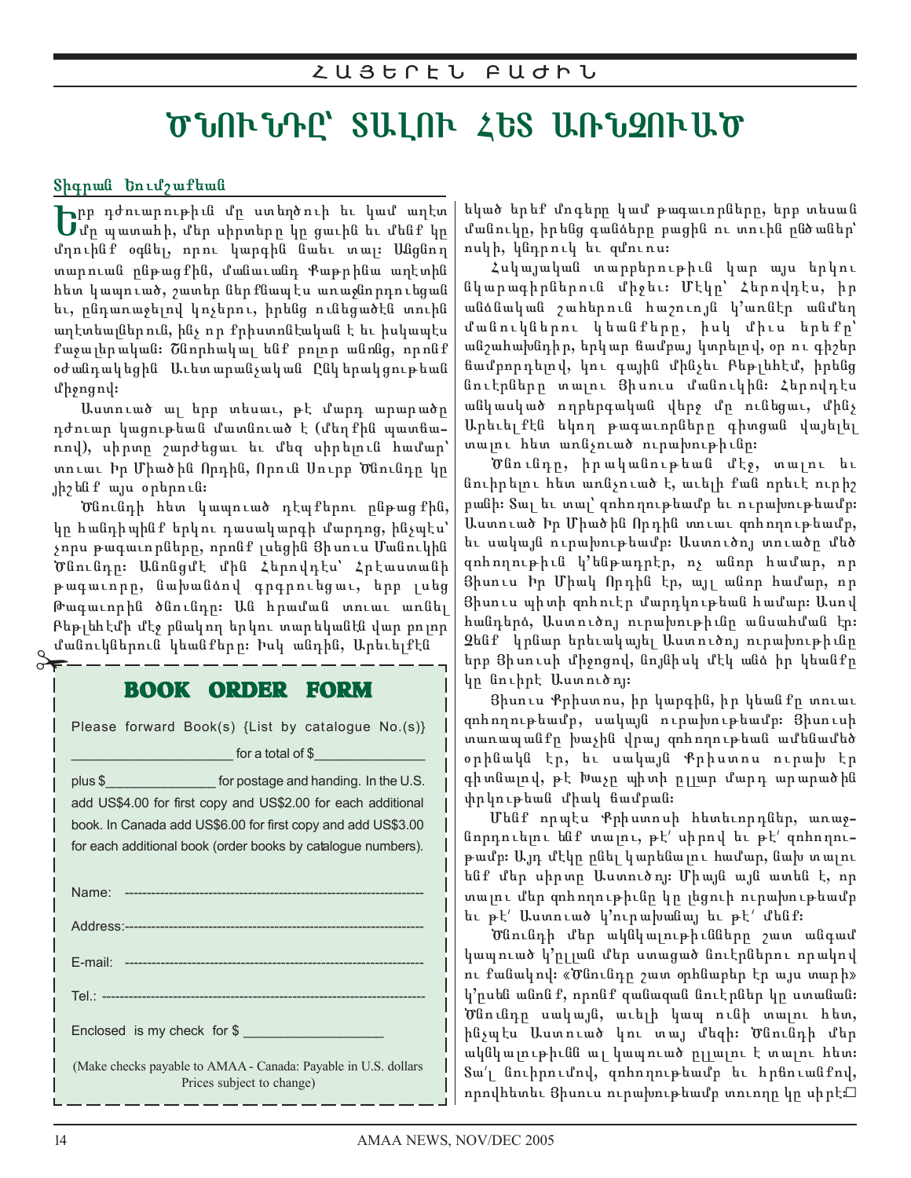## ՀԱՅԵՐԷՆ ԲԱԺԻՆ

# ԾՆՈՒՆԴԸ՝ ՏԱԼՈՒ ՀԵՏ ԱՌՆՉՈՒԱԾ

**Տիգրան Եումշաճեան**

Երբ դժուարութիւն մը ստեղծուի եւ կամ աղէտ մը պատահի, մեր սիրտերը կը ցաւին եւ մենք կը մղուինք օգնել, որու կարգին նաեւ տալ: Անցնող տարուան ընթացքին, մանաւանդ Քաթրինա աղէտին հետ կապուած, շատեր ներքնապէս առաջնորդուեցան եւ, ընդառաջելով կոչերու, իրենց ունեցածէն տուին աղէտեալներուն, ինչ որ բրիստոնէական է եւ խիստ ալ քաջալերական: Շնորհակալ ենք բոլոր անոնց, որոնք օժանդակեցին Աւետարանչական Ընկերակցութեան միջոցով:

Աստուած ալ երբ տեսաւ, թէ մարդ արարածը դժուար կացութեան մատնուած է (մեղքին պատճառով), սիրտը շարժեցաւ եւ մեզ սիրելուն համար՝ տուաւ Իր Միածին Որդին, Որուն Սուրբ Ծնունդը կը յիշենք այս օրերուն:

Ծնունդի հետ կապուած դէպքերու ընթացքին, կը հանդիպինք երկու դասակարգի մարդոց, ինչպէս՝ չորս թագաւորները, որոնք լսեցին Յիսուս Մանուկին Ծնունդը: Անոնցմէ մին Հերովդէս՝ Հրէաստանի թագաւորը, նախանձով գրգռուեցաւ, երբ լսեց Թագաւորին ծնունդը: Ան հրաման տուաւ անցնել Բեթլեհէմի մէջ բնակող երկու տարեկանէն վար բոլոր մանուկներուն կեանքերը: Իսկ անդին, Արեւելքէն եկած երեք մոգերը կամ թագաւորները, երբ տեսան մանուկը, իրենց գանձերը բացին ու տուին ընծաներ՝ ոսկի, կնդրուկ եւ զմուռս:

Հակայական տարբերութիւն կար այս երկու նկարագիրներուն միջեւ: Մէկը՝ Հերովդէս, իր անձնական շահերուն հաշուոյն կ'առնէր անմեղ մանուկներու կեանքերը, իսկ միւս երեքը՝ անշահախնդիր, երկար ճամբայ կտրելով, օր ու գիշեր ճամբորդելով, կու գային մինչեւ Բեթլեհէմ, իրենց նուէրները տալու Յիսուս մանուկին: Հերովդէս անկասկած ողբերգական վերջ մը ունեցաւ, մինչ Արեւելքէն եկող թագաւորները գիտցան վայելել տալու հետ առնչուած ուրախութիւնը:

Ծնունդը, իրականութեան մէջ, տալու եւ նուիրելու հետ առնչուած է, աւելի քան որեւէ ուրիշ բանի: Տալ եւ տալ՝ զոհողութեամբ եւ ուրախութեամբ: Աստուած Իր Միածին Որդին տուաւ զոհողութեամբ, եւ սակայն ուրախութեամբ: Աստուծոյ տուածը մեծ զոհողութիւն կ'ենթադրէր, ոչ անոր համար, որ Յիսուս Իր Միակ Որդին էր, այլ անոր համար, որ Յիսուս պիտի զոհուէր մարդկութեան համար: Սակայն, Աստուծոյ ուրախութիւնը անսահման էր: Չենք կրնար երեւակայել Աստուծոյ ուրախութիւնը երբ Յիսուսի միջոցով, նոյնիսկ մէկ անձ իր կեանքը կը նուիրէ Աստուծոյ:

Յիսուս Քրիստոս, իր կարգին, իր կեանքը տուաւ զոհողութեամբ, սակայն ուրախութեամբ: Յիսուսի տառապանքը խաչին վրայ զոհողութեան ամենամեծ օրինակն էր, եւ սակայն Քրիստոս ուրախ էր գիտնալով, թէ Խաչը պիտի ըլլար մարդ արարածին փրկութեան միակ ճամբան:

Մենք որպէս Քրիստոսի հետեւորդներ, առաջնորդուելու ենք տալու, թէ՛ սիրով եւ թէ՛ զոհողութեամբ: Այդ մէկը ընել կարենալու համար, նախ տալու ենք մեր սիրտը Աստուծոյ: Միայն այն ատեն է, որ տալու մեր զոհողութիւնը կը լեցուի ուրախութեամբ եւ թէ՛ Աստուած կ'ուրախանայ եւ թէ՛ մենք:

Ծնունդի մեր ակնկալութիւնները շատ անգամ կապուած կ'ըլլան մեր ստացած նուէրներու որակով ու քանակով: «Ծնունդը շատ օրհնաբեր էր այս տարի» կ'ըսեն անոնք, որոնք զանազան նուէրներ կը ստանան: Ծնունդը սակայն, աւելի կապ ունի տալու հետ, ինչպէս Աստուած կու տայ մեզի: Ծնունդի մեր ակնկալութիւնն ալ կապուած ըլլալու է տալու հետ: Տա՛լ նուիրումով, զոհողութեամբ եւ հրճուանքով, որովհետեւ Յիսուս ուրախութեամբ տուողը կը սիրէ:□

---

## BOOK ORDER FORM

Please forward Book(s) {List by catalogue No.(s)}

_____________________ for a total of $_______________

plus $_______________ for postage and handing. In the U.S. add US$4.00 for first copy and US$2.00 for each additional book. In Canada add US$6.00 for first copy and add US$3.00 for each additional book (order books by catalogue numbers).

Name: ---------------------------------------------------------------

Address:-------------------------------------------------------------

E-mail: -------------------------------------------------------------

Tel.: ---------------------------------------------------------------

Enclosed is my check for $ ___________________

(Make checks payable to AMAA - Canada: Payable in U.S. dollars
Prices subject to change)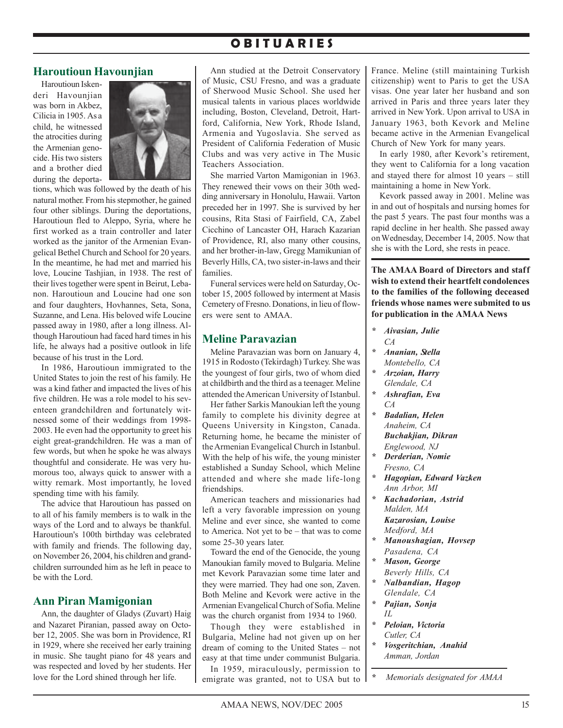# OBITUARIES

## Haroutioun Havounjian

Haroutioun Iskenderi Havounjian was born in Akbez, Cilicia in 1905. As a child, he witnessed the atrocities during the Armenian genocide. His two sisters and a brother died during the deportations, which was followed by the death of his natural mother. From his stepmother, he gained four other siblings. During the deportations, Haroutioun fled to Aleppo, Syria, where he first worked as a train controller and later worked as the janitor of the Armenian Evangelical Bethel Church and School for 20 years. In the meantime, he had met and married his love, Loucine Tashjian, in 1938. The rest of their lives together were spent in Beirut, Lebanon. Haroutioun and Loucine had one son and four daughters, Hovhannes, Seta, Sona, Suzanne, and Lena. His beloved wife Loucine passed away in 1980, after a long illness. Although Haroutioun had faced hard times in his life, he always had a positive outlook in life because of his trust in the Lord.

In 1986, Haroutioun immigrated to the United States to join the rest of his family. He was a kind father and impacted the lives of his five children. He was a role model to his seventeen grandchildren and fortunately witnessed some of their weddings from 1998-2003. He even had the opportunity to greet his eight great-grandchildren. He was a man of few words, but when he spoke he was always thoughtful and considerate. He was very humorous too, always quick to answer with a witty remark. Most importantly, he loved spending time with his family.

The advice that Haroutioun has passed on to all of his family members is to walk in the ways of the Lord and to always be thankful. Haroutioun's 100th birthday was celebrated with family and friends. The following day, on November 26, 2004, his children and grandchildren surrounded him as he left in peace to be with the Lord.

## Ann Piran Mamigonian

Ann, the daughter of Gladys (Zuvart) Haig and Nazaret Piranian, passed away on October 12, 2005. She was born in Providence, RI in 1929, where she received her early training in music. She taught piano for 48 years and was respected and loved by her students. Her love for the Lord shined through her life.

Ann studied at the Detroit Conservatory of Music, CSU Fresno, and was a graduate of Sherwood Music School. She used her musical talents in various places worldwide including, Boston, Cleveland, Detroit, Hartford, California, New York, Rhode Island, Armenia and Yugoslavia. She served as President of California Federation of Music Clubs and was very active in The Music Teachers Association.

She married Varton Mamigonian in 1963. They renewed their vows on their 30th wedding anniversary in Honolulu, Hawaii. Varton preceded her in 1997. She is survived by her cousins, Rita Stasi of Fairfield, CA, Zabel Cicchino of Lancaster OH, Harach Kazarian of Providence, RI, also many other cousins, and her brother-in-law, Gregg Mamikunian of Beverly Hills, CA, two sister-in-laws and their families.

Funeral services were held on Saturday, October 15, 2005 followed by interment at Masis Cemetery of Fresno. Donations, in lieu of flowers were sent to AMAA.

## Meline Paravazian

Meline Paravazian was born on January 4, 1915 in Rodosto (Tekirdagh) Turkey. She was the youngest of four girls, two of whom died at childbirth and the third as a teenager. Meline attended the American University of Istanbul.

Her father Sarkis Manoukian left the young family to complete his divinity degree at Queens University in Kingston, Canada. Returning home, he became the minister of the Armenian Evangelical Church in Istanbul. With the help of his wife, the young minister established a Sunday School, which Meline attended and where she made life-long friendships.

American teachers and missionaries had left a very favorable impression on young Meline and ever since, she wanted to come to America. Not yet to be – that was to come some 25-30 years later.

Toward the end of the Genocide, the young Manoukian family moved to Bulgaria. Meline met Kevork Paravazian some time later and they were married. They had one son, Zaven. Both Meline and Kevork were active in the Armenian Evangelical Church of Sofia. Meline was the church organist from 1934 to 1960.

Though they were established in Bulgaria, Meline had not given up on her dream of coming to the United States – not easy at that time under communist Bulgaria.

In 1959, miraculously, permission to emigrate was granted, not to USA but to France. Meline (still maintaining Turkish citizenship) went to Paris to get the USA visas. One year later her husband and son arrived in Paris and three years later they arrived in New York. Upon arrival to USA in January 1963, both Kevork and Meline became active in the Armenian Evangelical Church of New York for many years.

In early 1980, after Kevork's retirement, they went to California for a long vacation and stayed there for almost 10 years – still maintaining a home in New York.

Kevork passed away in 2001. Meline was in and out of hospitals and nursing homes for the past 5 years. The past four months was a rapid decline in her health. She passed away on Wednesday, December 14, 2005. Now that she is with the Lord, she rests in peace.

**The AMAA Board of Directors and staff wish to extend their heartfelt condolences to the families of the following deceased friends whose names were submited to us for publication in the AMAA News**

* ***Aivasian, Julie*** *CA*
* ***Ananian, Stella*** *Montebello, CA*
* ***Arzoian, Harry*** *Glendale, CA*
* ***Ashrafian, Eva*** *CA*
* ***Badalian, Helen*** *Anaheim, CA*

***Buchakjian, Dikran*** *Englewood, NJ*

* ***Derderian, Nomie*** *Fresno, CA*
* ***Hagopian, Edward Vazken*** *Ann Arbor, MI*
* ***Kachadorian, Astrid*** *Malden, MA*

***Kazarosian, Louise*** *Medford, MA*

* ***Manoushagian, Hovsep*** *Pasadena, CA*
* ***Mason, George*** *Beverly Hills, CA*
* ***Nalbandian, Hagop*** *Glendale, CA*
* ***Pajian, Sonja*** *IL*
* ***Peloian, Victoria*** *Cutler, CA*
* ***Vosgeritchian, Anahid*** *Amman, Jordan*

\* *Memorials designated for AMAA*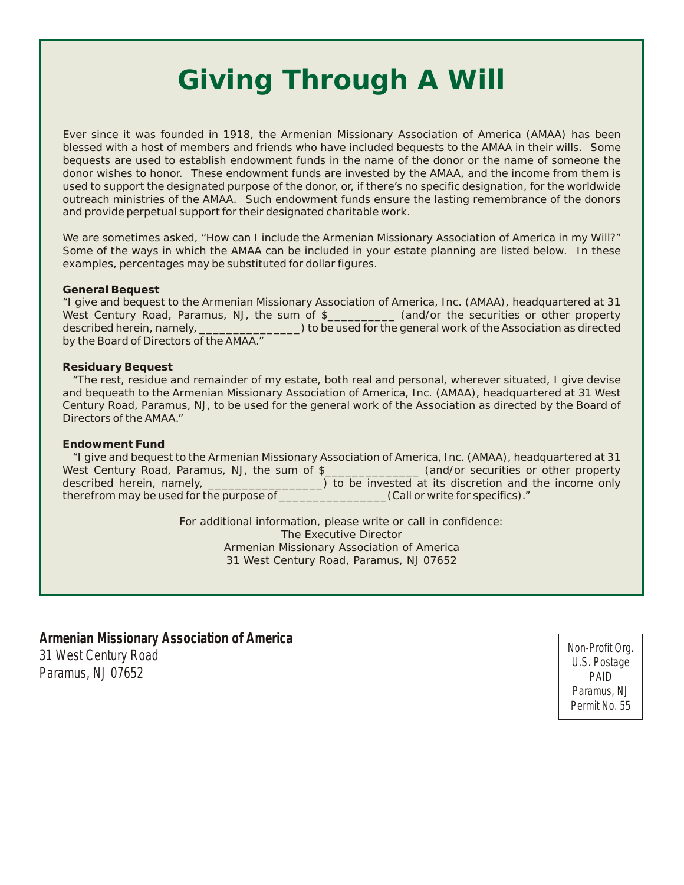# Giving Through A Will

Ever since it was founded in 1918, the Armenian Missionary Association of America (AMAA) has been blessed with a host of members and friends who have included bequests to the AMAA in their wills. Some bequests are used to establish endowment funds in the name of the donor or the name of someone the donor wishes to honor. These endowment funds are invested by the AMAA, and the income from them is used to support the designated purpose of the donor, or, if there's no specific designation, for the worldwide outreach ministries of the AMAA. Such endowment funds ensure the lasting remembrance of the donors and provide perpetual support for their designated charitable work.

We are sometimes asked, "How can I include the Armenian Missionary Association of America in my Will?" Some of the ways in which the AMAA can be included in your estate planning are listed below. In these examples, percentages may be substituted for dollar figures.

**General Bequest**

"I give and bequest to the Armenian Missionary Association of America, Inc. (AMAA), headquartered at 31 West Century Road, Paramus, NJ, the sum of $__________ (and/or the securities or other property described herein, namely, ________________) to be used for the general work of the Association as directed by the Board of Directors of the AMAA."

**Residuary Bequest**

"The rest, residue and remainder of my estate, both real and personal, wherever situated, I give devise and bequeath to the Armenian Missionary Association of America, Inc. (AMAA), headquartered at 31 West Century Road, Paramus, NJ, to be used for the general work of the Association as directed by the Board of Directors of the AMAA."

**Endowment Fund**

"I give and bequest to the Armenian Missionary Association of America, Inc. (AMAA), headquartered at 31 West Century Road, Paramus, NJ, the sum of $______________ (and/or securities or other property described herein, namely, _________________) to be invested at its discretion and the income only therefrom may be used for the purpose of ________________(Call or write for specifics)."

For additional information, please write or call in confidence:
The Executive Director
Armenian Missionary Association of America
31 West Century Road, Paramus, NJ 07652

**Armenian Missionary Association of America**
31 West Century Road
Paramus, NJ 07652

Non-Profit Org.
U.S. Postage
PAID
Paramus, NJ
Permit No. 55